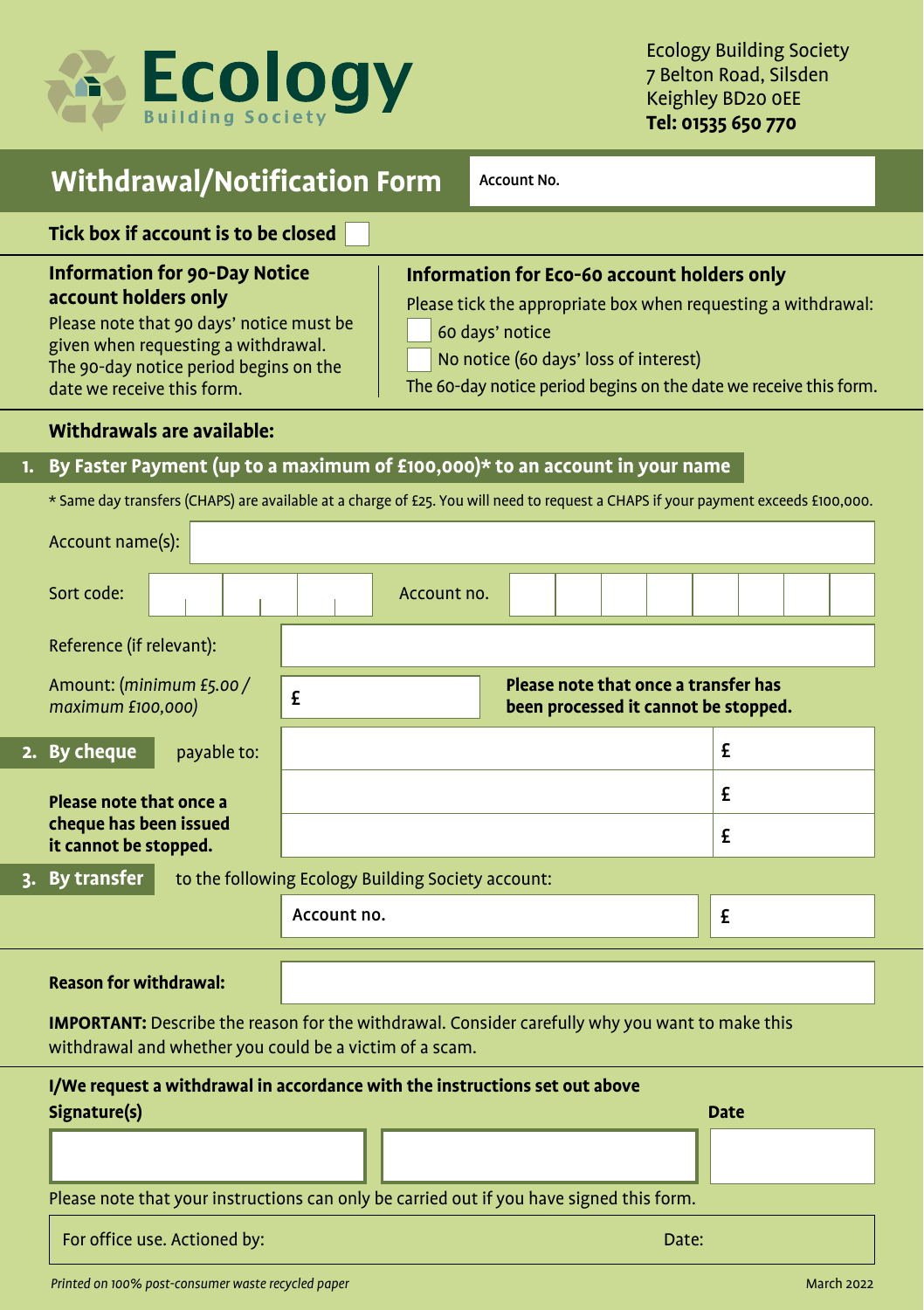# Ecology Building Society

Ecology Building Society
7 Belton Road, Silsden
Keighley BD20 0EE
**Tel: 01535 650 770**

## Withdrawal/Notification Form

Account No.

**Tick box if account is to be closed** ☐

**Information for 90-Day Notice account holders only**

Please note that 90 days' notice must be given when requesting a withdrawal. The 90-day notice period begins on the date we receive this form.

**Information for Eco-60 account holders only**

Please tick the appropriate box when requesting a withdrawal:

- ☐ 60 days' notice
- ☐ No notice (60 days' loss of interest)

The 60-day notice period begins on the date we receive this form.

**Withdrawals are available:**

### 1. By Faster Payment (up to a maximum of £100,000)* to an account in your name

* Same day transfers (CHAPS) are available at a charge of £25. You will need to request a CHAPS if your payment exceeds £100,000.

Account name(s):

Sort code: | | | Account no. | | | | | | | |

Reference (if relevant):

Amount: *(minimum £5.00 / maximum £100,000)* £

**Please note that once a transfer has been processed it cannot be stopped.**

### 2. By cheque

payable to:

| | £ |
|---|---|
| | £ |
| | £ |

**Please note that once a cheque has been issued it cannot be stopped.**

### 3. By transfer

to the following Ecology Building Society account:

| Account no. | £ |
|---|---|

**Reason for withdrawal:**

**IMPORTANT:** Describe the reason for the withdrawal. Consider carefully why you want to make this withdrawal and whether you could be a victim of a scam.

**I/We request a withdrawal in accordance with the instructions set out above**

**Signature(s)** **Date**

Please note that your instructions can only be carried out if you have signed this form.

For office use. Actioned by: Date:

*Printed on 100% post-consumer waste recycled paper*

March 2022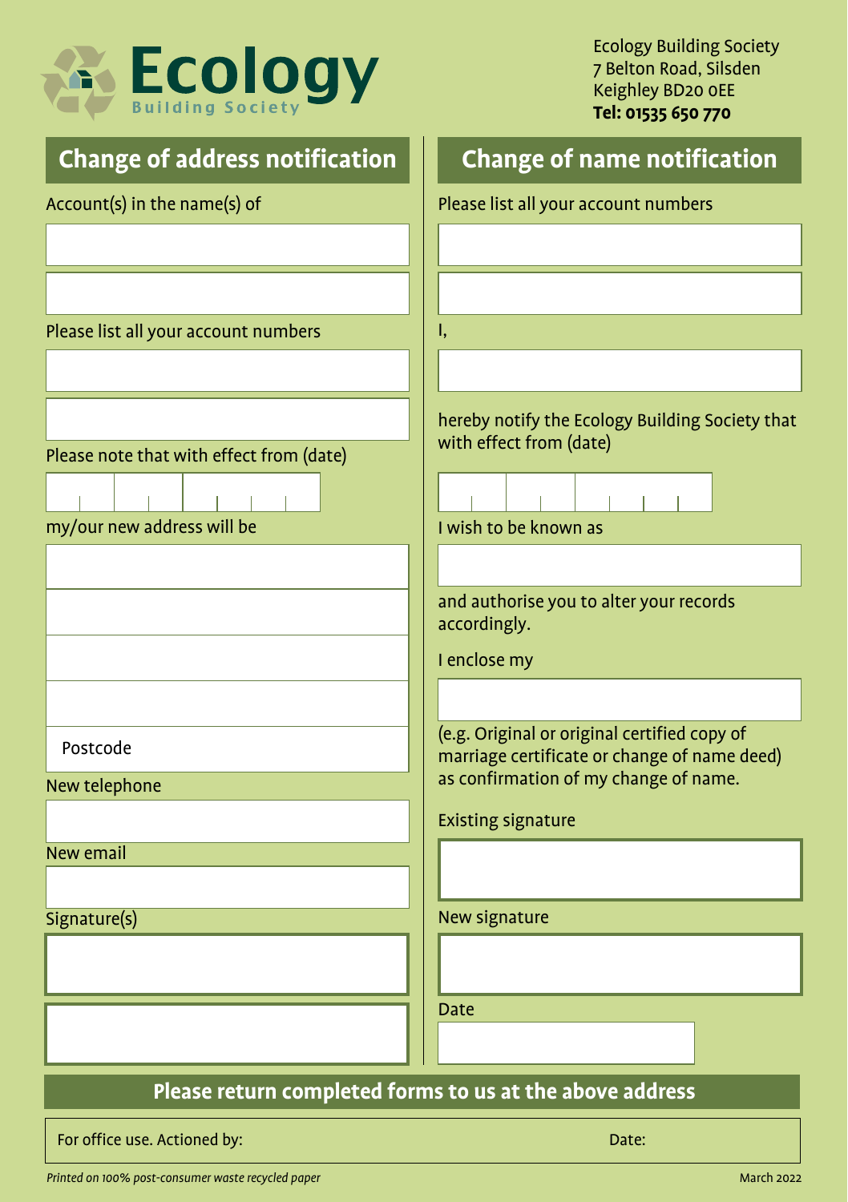# Ecology Building Society

Ecology Building Society
7 Belton Road, Silsden
Keighley BD20 0EE
**Tel: 01535 650 770**

## Change of address notification

Account(s) in the name(s) of

Please list all your account numbers

Please note that with effect from (date)

my/our new address will be

Postcode

New telephone

New email

Signature(s)

## Change of name notification

Please list all your account numbers

I,

hereby notify the Ecology Building Society that with effect from (date)

I wish to be known as

and authorise you to alter your records accordingly.

I enclose my

(e.g. Original or original certified copy of marriage certificate or change of name deed) as confirmation of my change of name.

Existing signature

New signature

Date

**Please return completed forms to us at the above address**

For office use. Actioned by: Date:

*Printed on 100% post-consumer waste recycled paper*

March 2022